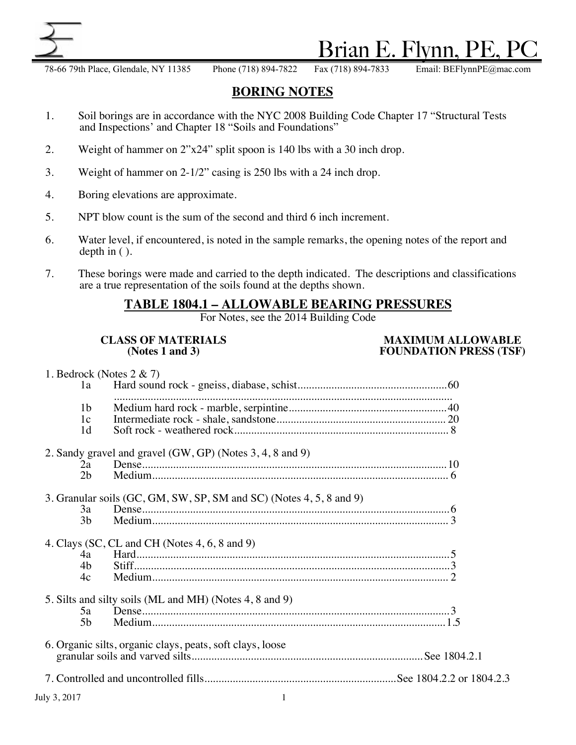# Brian E. Flynn, PE, PC

78-66 79th Place, Glendale, NY 11385 Phone (718) 894-7822 Fax (718) 894-7833 Email: BEFlynnPE@mac.com

## BORING NOTES

1. Soil borings are in accordance with the NYC 2008 Building Code Chapter 17 "Structural Tests and Inspections' and Chapter 18 "Soils and Foundations"

2. Weight of hammer on 2"x24" split spoon is 140 lbs with a 30 inch drop.

3. Weight of hammer on 2-1/2" casing is 250 lbs with a 24 inch drop.

4. Boring elevations are approximate.

5. NPT blow count is the sum of the second and third 6 inch increment.

6. Water level, if encountered, is noted in the sample remarks, the opening notes of the report and depth in ( ).

7. These borings were made and carried to the depth indicated. The descriptions and classifications are a true representation of the soils found at the depths shown.

## TABLE 1804.1 – ALLOWABLE BEARING PRESSURES

For Notes, see the 2014 Building Code

| CLASS OF MATERIALS (Notes 1 and 3) | | MAXIMUM ALLOWABLE FOUNDATION PRESS (TSF) |
|---|---|---|
| 1. Bedrock (Notes 2 & 7) | | |
| 1a | Hard sound rock - gneiss, diabase, schist | 60 |
| 1b | Medium hard rock - marble, serpintine | 40 |
| 1c | Intermediate rock - shale, sandstone | 20 |
| 1d | Soft rock - weathered rock | 8 |
| 2. Sandy gravel and gravel (GW, GP) (Notes 3, 4, 8 and 9) | | |
| 2a | Dense | 10 |
| 2b | Medium | 6 |
| 3. Granular soils (GC, GM, SW, SP, SM and SC) (Notes 4, 5, 8 and 9) | | |
| 3a | Dense | 6 |
| 3b | Medium | 3 |
| 4. Clays (SC, CL and CH (Notes 4, 6, 8 and 9) | | |
| 4a | Hard | 5 |
| 4b | Stiff | 3 |
| 4c | Medium | 2 |
| 5. Silts and silty soils (ML and MH) (Notes 4, 8 and 9) | | |
| 5a | Dense | 3 |
| 5b | Medium | 1.5 |
| 6. Organic silts, organic clays, peats, soft clays, loose granular soils and varved silts | | See 1804.2.1 |
| 7. Controlled and uncontrolled fills | | See 1804.2.2 or 1804.2.3 |

July 3, 2017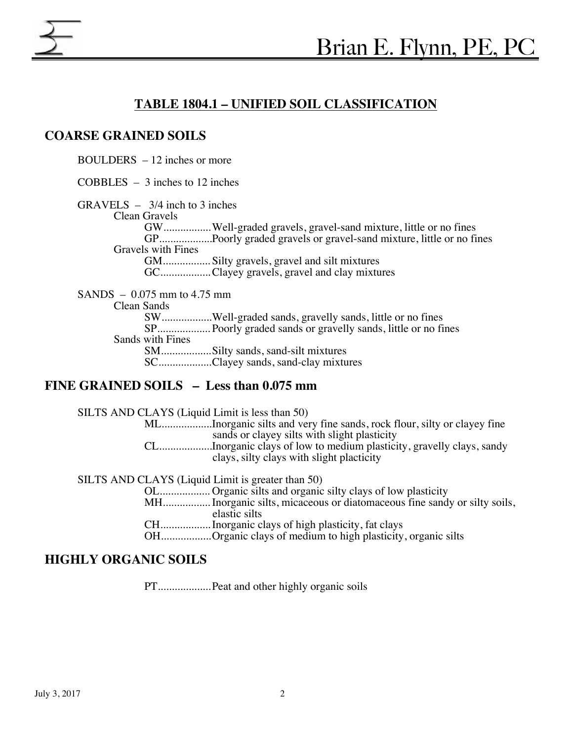## TABLE 1804.1 – UNIFIED SOIL CLASSIFICATION

### COARSE GRAINED SOILS

BOULDERS – 12 inches or more

COBBLES – 3 inches to 12 inches

GRAVELS – 3/4 inch to 3 inches

Clean Gravels

- GW................Well-graded gravels, gravel-sand mixture, little or no fines
- GP..................Poorly graded gravels or gravel-sand mixture, little or no fines

Gravels with Fines

- GM................Silty gravels, gravel and silt mixtures
- GC.................Clayey gravels, gravel and clay mixtures

SANDS – 0.075 mm to 4.75 mm

Clean Sands

- SW.................Well-graded sands, gravelly sands, little or no fines
- SP..................Poorly graded sands or gravelly sands, little or no fines

Sands with Fines

- SM.................Silty sands, sand-silt mixtures
- SC..................Clayey sands, sand-clay mixtures

### FINE GRAINED SOILS – Less than 0.075 mm

SILTS AND CLAYS (Liquid Limit is less than 50)

- ML.................Inorganic silts and very fine sands, rock flour, silty or clayey fine sands or clayey silts with slight plasticity
- CL..................Inorganic clays of low to medium plasticity, gravelly clays, sandy clays, silty clays with slight placticity

SILTS AND CLAYS (Liquid Limit is greater than 50)

- OL.................Organic silts and organic silty clays of low plasticity
- MH................Inorganic silts, micaceous or diatomaceous fine sandy or silty soils, elastic silts
- CH.................Inorganic clays of high plasticity, fat clays
- OH.................Organic clays of medium to high plasticity, organic silts

### HIGHLY ORGANIC SOILS

- PT..................Peat and other highly organic soils